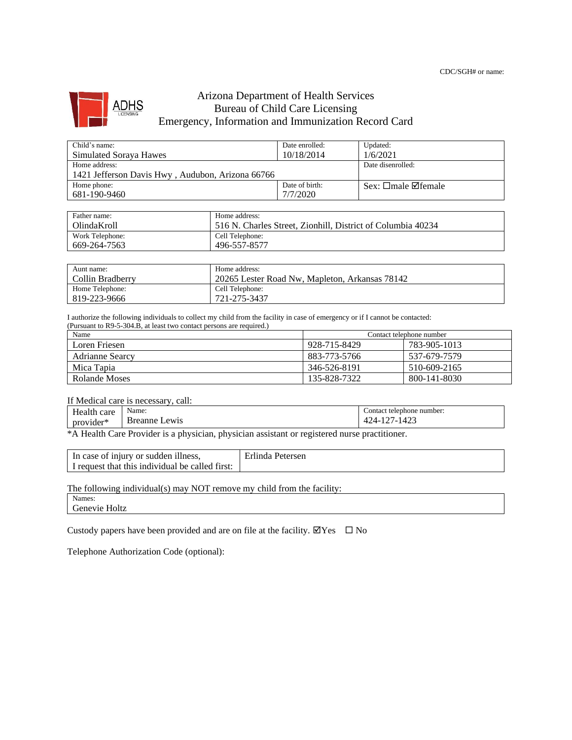CDC/SGH# or name:

# Arizona Department of Health Services
## Bureau of Child Care Licensing
## Emergency, Information and Immunization Record Card

| Child's name: | Date enrolled: | Updated: |
|---|---|---|
| Simulated Soraya Hawes | 10/18/2014 | 1/6/2021 |
| Home address: 1421 Jefferson Davis Hwy , Audubon, Arizona 66766 | | Date disenrolled: |
| Home phone: 681-190-9460 | Date of birth: 7/7/2020 | Sex: ☐male ☑female |

| Father name: | Home address: |
|---|---|
| OlindaKroll | 516 N. Charles Street, Zionhill, District of Columbia 40234 |
| Work Telephone: 669-264-7563 | Cell Telephone: 496-557-8577 |

| Aunt name: | Home address: |
|---|---|
| Collin Bradberry | 20265 Lester Road Nw, Mapleton, Arkansas 78142 |
| Home Telephone: 819-223-9666 | Cell Telephone: 721-275-3437 |

I authorize the following individuals to collect my child from the facility in case of emergency or if I cannot be contacted:
(Pursuant to R9-5-304.B, at least two contact persons are required.)

| Name | Contact telephone number | |
|---|---|---|
| Loren Friesen | 928-715-8429 | 783-905-1013 |
| Adrianne Searcy | 883-773-5766 | 537-679-7579 |
| Mica Tapia | 346-526-8191 | 510-609-2165 |
| Rolande Moses | 135-828-7322 | 800-141-8030 |

If Medical care is necessary, call:

| Health care provider* | Name: | Contact telephone number: |
|---|---|---|
| | Breanne Lewis | 424-127-1423 |

*A Health Care Provider is a physician, physician assistant or registered nurse practitioner.

| In case of injury or sudden illness, I request that this individual be called first: | Erlinda Petersen |
|---|---|

The following individual(s) may NOT remove my child from the facility:

| Names: |
|---|
| Genevie Holtz |

Custody papers have been provided and are on file at the facility. ☑Yes ☐ No

Telephone Authorization Code (optional):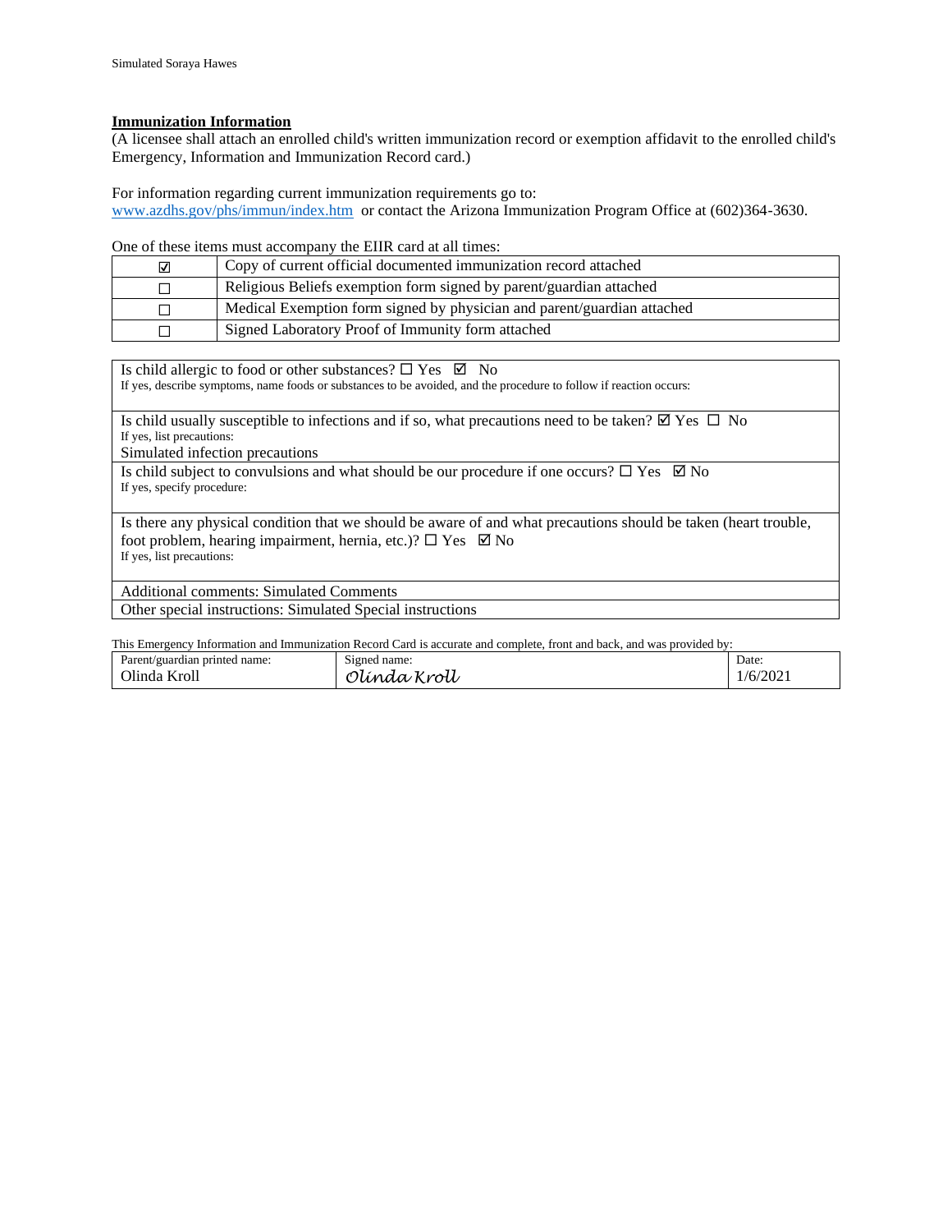**Immunization Information**

(A licensee shall attach an enrolled child's written immunization record or exemption affidavit to the enrolled child's Emergency, Information and Immunization Record card.)

For information regarding current immunization requirements go to:
www.azdhs.gov/phs/immun/index.htm or contact the Arizona Immunization Program Office at (602)364-3630.

One of these items must accompany the EIIR card at all times:

| | |
|---|---|
| ☑ | Copy of current official documented immunization record attached |
| ☐ | Religious Beliefs exemption form signed by parent/guardian attached |
| ☐ | Medical Exemption form signed by physician and parent/guardian attached |
| ☐ | Signed Laboratory Proof of Immunity form attached |

| |
|---|
| Is child allergic to food or other substances? ☐ Yes ☑ No<br>If yes, describe symptoms, name foods or substances to be avoided, and the procedure to follow if reaction occurs: |
| Is child usually susceptible to infections and if so, what precautions need to be taken? ☑ Yes ☐ No<br>If yes, list precautions:<br>Simulated infection precautions |
| Is child subject to convulsions and what should be our procedure if one occurs? ☐ Yes ☑ No<br>If yes, specify procedure: |
| Is there any physical condition that we should be aware of and what precautions should be taken (heart trouble, foot problem, hearing impairment, hernia, etc.)? ☐ Yes ☑ No<br>If yes, list precautions: |
| Additional comments: Simulated Comments |
| Other special instructions: Simulated Special instructions |

This Emergency Information and Immunization Record Card is accurate and complete, front and back, and was provided by:

| Parent/guardian printed name: | Signed name: | Date: |
|---|---|---|
| Olinda Kroll | *Olinda Kroll* | 1/6/2021 |